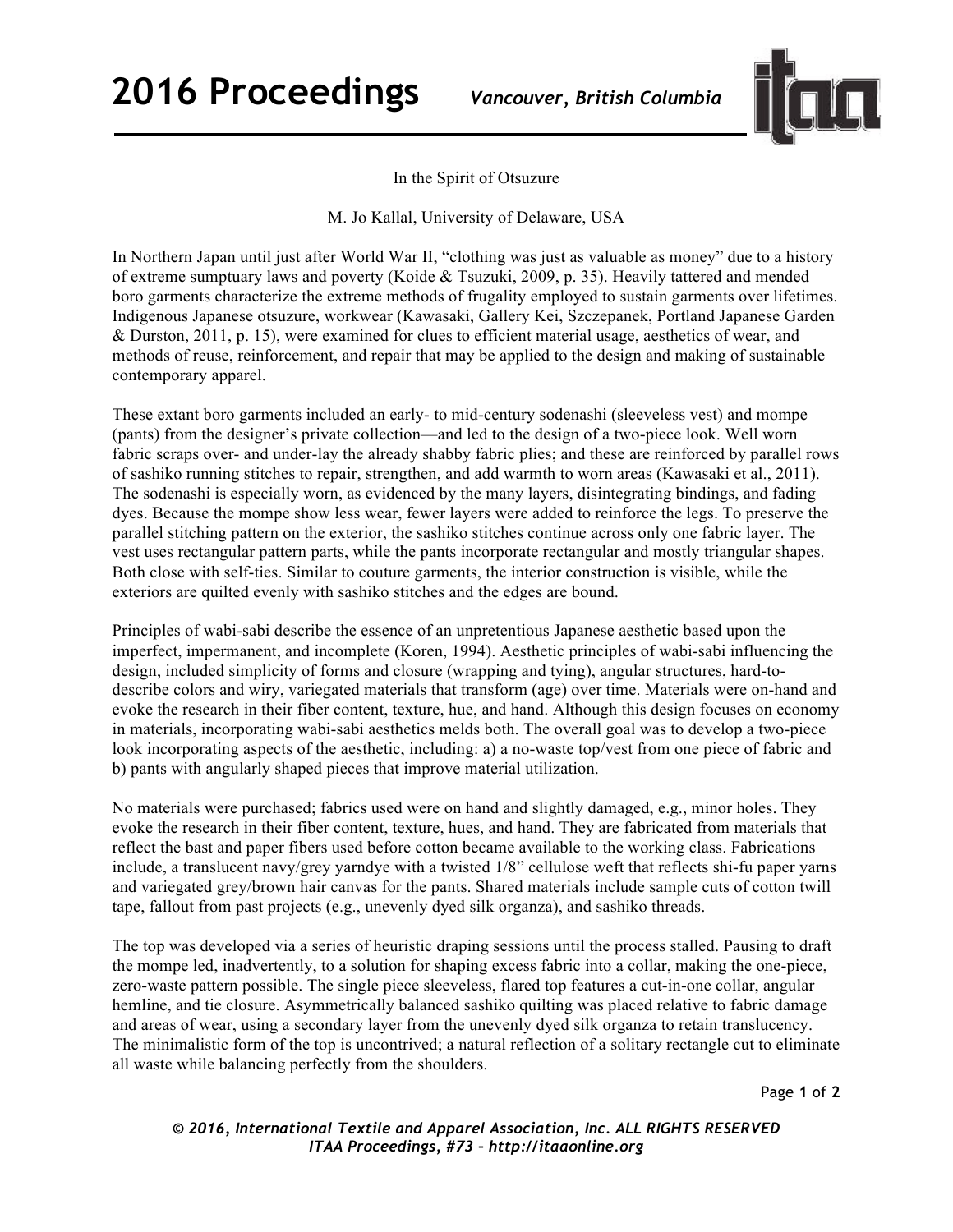# In the Spirit of Otsuzure

M. Jo Kallal, University of Delaware, USA

In Northern Japan until just after World War II, "clothing was just as valuable as money" due to a history of extreme sumptuary laws and poverty (Koide & Tsuzuki, 2009, p. 35). Heavily tattered and mended boro garments characterize the extreme methods of frugality employed to sustain garments over lifetimes. Indigenous Japanese otsuzure, workwear (Kawasaki, Gallery Kei, Szczepanek, Portland Japanese Garden & Durston, 2011, p. 15), were examined for clues to efficient material usage, aesthetics of wear, and methods of reuse, reinforcement, and repair that may be applied to the design and making of sustainable contemporary apparel.

These extant boro garments included an early- to mid-century sodenashi (sleeveless vest) and mompe (pants) from the designer's private collection—and led to the design of a two-piece look. Well worn fabric scraps over- and under-lay the already shabby fabric plies; and these are reinforced by parallel rows of sashiko running stitches to repair, strengthen, and add warmth to worn areas (Kawasaki et al., 2011). The sodenashi is especially worn, as evidenced by the many layers, disintegrating bindings, and fading dyes. Because the mompe show less wear, fewer layers were added to reinforce the legs. To preserve the parallel stitching pattern on the exterior, the sashiko stitches continue across only one fabric layer. The vest uses rectangular pattern parts, while the pants incorporate rectangular and mostly triangular shapes. Both close with self-ties. Similar to couture garments, the interior construction is visible, while the exteriors are quilted evenly with sashiko stitches and the edges are bound.

Principles of wabi-sabi describe the essence of an unpretentious Japanese aesthetic based upon the imperfect, impermanent, and incomplete (Koren, 1994). Aesthetic principles of wabi-sabi influencing the design, included simplicity of forms and closure (wrapping and tying), angular structures, hard-to-describe colors and wiry, variegated materials that transform (age) over time. Materials were on-hand and evoke the research in their fiber content, texture, hue, and hand. Although this design focuses on economy in materials, incorporating wabi-sabi aesthetics melds both. The overall goal was to develop a two-piece look incorporating aspects of the aesthetic, including: a) a no-waste top/vest from one piece of fabric and b) pants with angularly shaped pieces that improve material utilization.

No materials were purchased; fabrics used were on hand and slightly damaged, e.g., minor holes. They evoke the research in their fiber content, texture, hues, and hand. They are fabricated from materials that reflect the bast and paper fibers used before cotton became available to the working class. Fabrications include, a translucent navy/grey yarndye with a twisted 1/8" cellulose weft that reflects shi-fu paper yarns and variegated grey/brown hair canvas for the pants. Shared materials include sample cuts of cotton twill tape, fallout from past projects (e.g., unevenly dyed silk organza), and sashiko threads.

The top was developed via a series of heuristic draping sessions until the process stalled. Pausing to draft the mompe led, inadvertently, to a solution for shaping excess fabric into a collar, making the one-piece, zero-waste pattern possible. The single piece sleeveless, flared top features a cut-in-one collar, angular hemline, and tie closure. Asymmetrically balanced sashiko quilting was placed relative to fabric damage and areas of wear, using a secondary layer from the unevenly dyed silk organza to retain translucency. The minimalistic form of the top is uncontrived; a natural reflection of a solitary rectangle cut to eliminate all waste while balancing perfectly from the shoulders.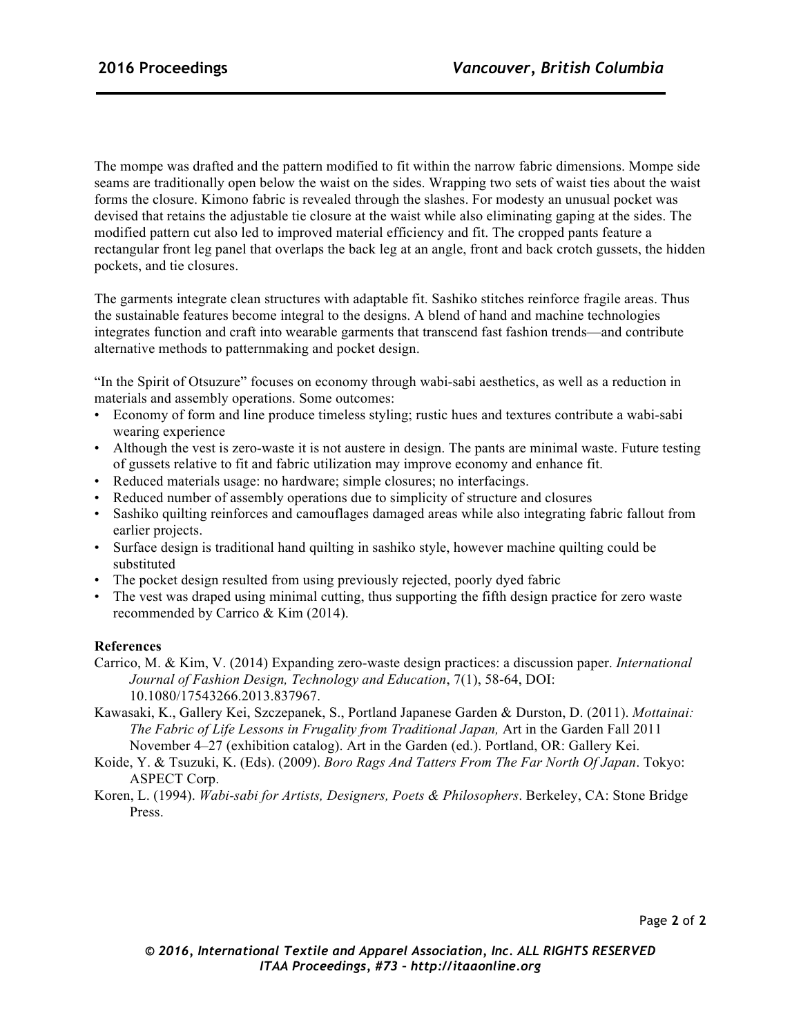The mompe was drafted and the pattern modified to fit within the narrow fabric dimensions. Mompe side seams are traditionally open below the waist on the sides. Wrapping two sets of waist ties about the waist forms the closure. Kimono fabric is revealed through the slashes. For modesty an unusual pocket was devised that retains the adjustable tie closure at the waist while also eliminating gaping at the sides. The modified pattern cut also led to improved material efficiency and fit. The cropped pants feature a rectangular front leg panel that overlaps the back leg at an angle, front and back crotch gussets, the hidden pockets, and tie closures.

The garments integrate clean structures with adaptable fit. Sashiko stitches reinforce fragile areas. Thus the sustainable features become integral to the designs. A blend of hand and machine technologies integrates function and craft into wearable garments that transcend fast fashion trends—and contribute alternative methods to patternmaking and pocket design.

"In the Spirit of Otsuzure" focuses on economy through wabi-sabi aesthetics, as well as a reduction in materials and assembly operations. Some outcomes:

- Economy of form and line produce timeless styling; rustic hues and textures contribute a wabi-sabi wearing experience
- Although the vest is zero-waste it is not austere in design. The pants are minimal waste. Future testing of gussets relative to fit and fabric utilization may improve economy and enhance fit.
- Reduced materials usage: no hardware; simple closures; no interfacings.
- Reduced number of assembly operations due to simplicity of structure and closures
- Sashiko quilting reinforces and camouflages damaged areas while also integrating fabric fallout from earlier projects.
- Surface design is traditional hand quilting in sashiko style, however machine quilting could be substituted
- The pocket design resulted from using previously rejected, poorly dyed fabric
- The vest was draped using minimal cutting, thus supporting the fifth design practice for zero waste recommended by Carrico & Kim (2014).

**References**

Carrico, M. & Kim, V. (2014) Expanding zero-waste design practices: a discussion paper. *International Journal of Fashion Design, Technology and Education*, 7(1), 58-64, DOI: 10.1080/17543266.2013.837967.

Kawasaki, K., Gallery Kei, Szczepanek, S., Portland Japanese Garden & Durston, D. (2011). *Mottainai: The Fabric of Life Lessons in Frugality from Traditional Japan,* Art in the Garden Fall 2011 November 4–27 (exhibition catalog). Art in the Garden (ed.). Portland, OR: Gallery Kei.

Koide, Y. & Tsuzuki, K. (Eds). (2009). *Boro Rags And Tatters From The Far North Of Japan*. Tokyo: ASPECT Corp.

Koren, L. (1994). *Wabi-sabi for Artists, Designers, Poets & Philosophers*. Berkeley, CA: Stone Bridge Press.